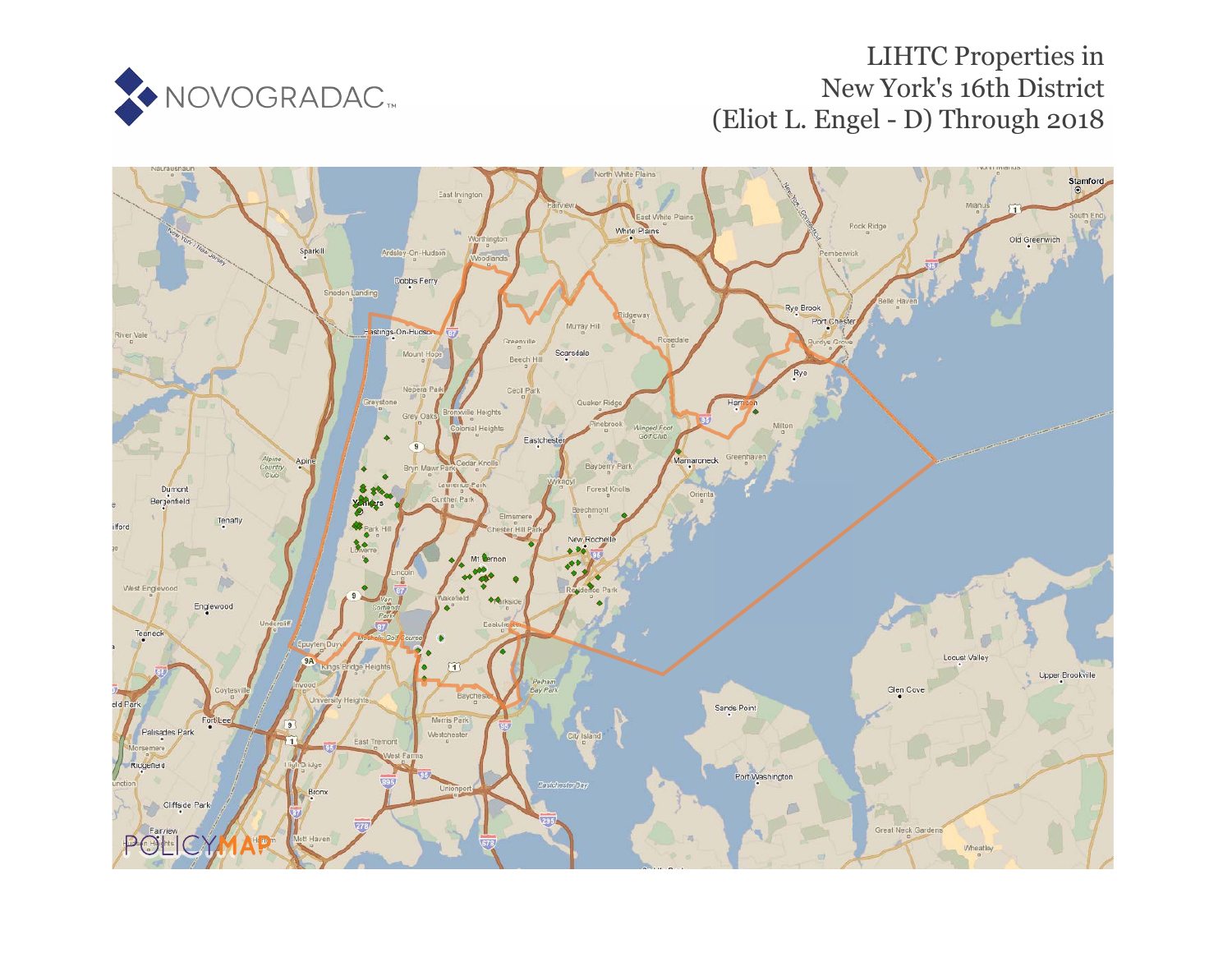NOVOGRADAC

# LIHTC Properties in New York's 16th District (Eliot L. Engel - D) Through 2018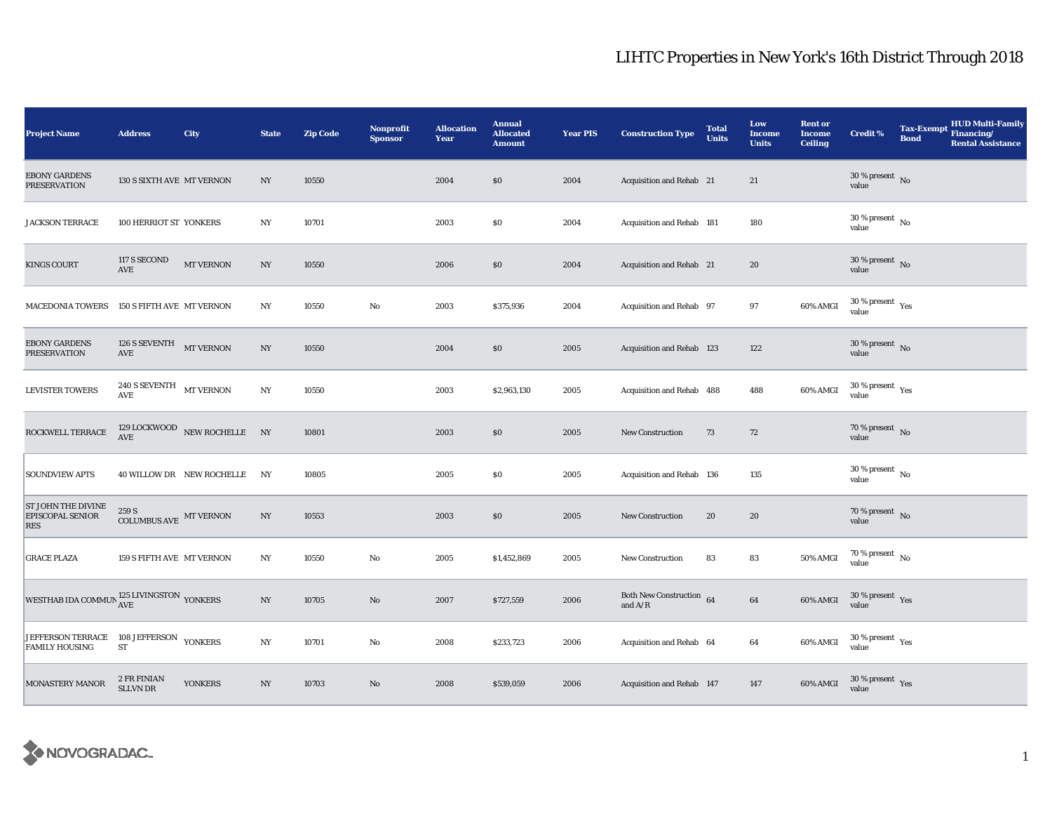# LIHTC Properties in New York's 16th District Through 2018

| Project Name | Address | City | State | Zip Code | Nonprofit Sponsor | Allocation Year | Annual Allocated Amount | Year PIS | Construction Type | Total Units | Low Income Units | Rent or Income Ceiling | Credit % | Tax-Exempt Bond | HUD Multi-Family Financing/ Rental Assistance |
|---|---|---|---|---|---|---|---|---|---|---|---|---|---|---|---|
| EBONY GARDENS PRESERVATION | 130 S SIXTH AVE | MT VERNON | NY | 10550 | | 2004 | $0 | 2004 | Acquisition and Rehab | 21 | 21 | | 30 % present value | No | |
| JACKSON TERRACE | 100 HERRIOT ST | YONKERS | NY | 10701 | | 2003 | $0 | 2004 | Acquisition and Rehab | 181 | 180 | | 30 % present value | No | |
| KINGS COURT | 117 S SECOND AVE | MT VERNON | NY | 10550 | | 2006 | $0 | 2004 | Acquisition and Rehab | 21 | 20 | | 30 % present value | No | |
| MACEDONIA TOWERS | 150 S FIFTH AVE | MT VERNON | NY | 10550 | No | 2003 | $375,936 | 2004 | Acquisition and Rehab | 97 | 97 | 60% AMGI | 30 % present value | Yes | |
| EBONY GARDENS PRESERVATION | 126 S SEVENTH AVE | MT VERNON | NY | 10550 | | 2004 | $0 | 2005 | Acquisition and Rehab | 123 | 122 | | 30 % present value | No | |
| LEVISTER TOWERS | 240 S SEVENTH AVE | MT VERNON | NY | 10550 | | 2003 | $2,963,130 | 2005 | Acquisition and Rehab | 488 | 488 | 60% AMGI | 30 % present value | Yes | |
| ROCKWELL TERRACE | 129 LOCKWOOD AVE | NEW ROCHELLE | NY | 10801 | | 2003 | $0 | 2005 | New Construction | 73 | 72 | | 70 % present value | No | |
| SOUNDVIEW APTS | 40 WILLOW DR | NEW ROCHELLE | NY | 10805 | | 2005 | $0 | 2005 | Acquisition and Rehab | 136 | 135 | | 30 % present value | No | |
| ST JOHN THE DIVINE EPISCOPAL SENIOR RES | 259 S COLUMBUS AVE | MT VERNON | NY | 10553 | | 2003 | $0 | 2005 | New Construction | 20 | 20 | | 70 % present value | No | |
| GRACE PLAZA | 159 S FIFTH AVE | MT VERNON | NY | 10550 | No | 2005 | $1,452,869 | 2005 | New Construction | 83 | 83 | 50% AMGI | 70 % present value | No | |
| WESTHAB IDA COMMUN | 125 LIVINGSTON AVE | YONKERS | NY | 10705 | No | 2007 | $727,559 | 2006 | Both New Construction and A/R | 64 | 64 | 60% AMGI | 30 % present value | Yes | |
| JEFFERSON TERRACE FAMILY HOUSING | 108 JEFFERSON ST | YONKERS | NY | 10701 | No | 2008 | $233,723 | 2006 | Acquisition and Rehab | 64 | 64 | 60% AMGI | 30 % present value | Yes | |
| MONASTERY MANOR | 2 FR FINIAN SLLVN DR | YONKERS | NY | 10703 | No | 2008 | $539,059 | 2006 | Acquisition and Rehab | 147 | 147 | 60% AMGI | 30 % present value | Yes | |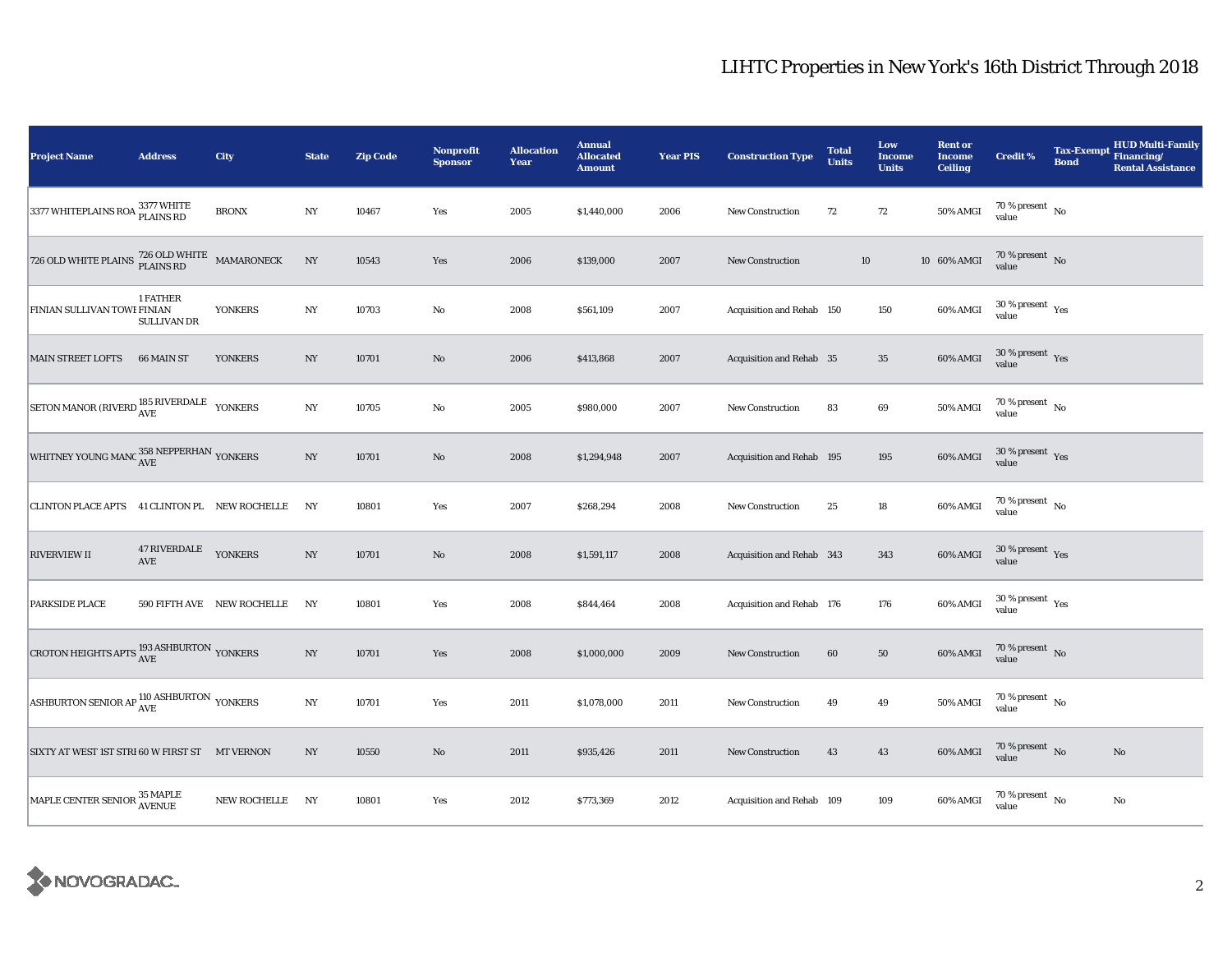# LIHTC Properties in New York's 16th District Through 2018

| Project Name | Address | City | State | Zip Code | Nonprofit Sponsor | Allocation Year | Annual Allocated Amount | Year PIS | Construction Type | Total Units | Low Income Units | Rent or Income Ceiling | Credit % | Tax-Exempt Bond | HUD Multi-Family Financing/ Rental Assistance |
|---|---|---|---|---|---|---|---|---|---|---|---|---|---|---|---|
| 3377 WHITEPLAINS ROA | 3377 WHITE PLAINS RD | BRONX | NY | 10467 | Yes | 2005 | $1,440,000 | 2006 | New Construction | 72 | 72 | 50% AMGI | 70 % present value | No | |
| 726 OLD WHITE PLAINS | 726 OLD WHITE PLAINS RD | MAMARONECK | NY | 10543 | Yes | 2006 | $139,000 | 2007 | New Construction | 10 | 10 | 60% AMGI | 70 % present value | No | |
| FINIAN SULLIVAN TOWI | 1 FATHER FINIAN SULLIVAN DR | YONKERS | NY | 10703 | No | 2008 | $561,109 | 2007 | Acquisition and Rehab | 150 | 150 | 60% AMGI | 30 % present value | Yes | |
| MAIN STREET LOFTS | 66 MAIN ST | YONKERS | NY | 10701 | No | 2006 | $413,868 | 2007 | Acquisition and Rehab | 35 | 35 | 60% AMGI | 30 % present value | Yes | |
| SETON MANOR (RIVERD | 185 RIVERDALE AVE | YONKERS | NY | 10705 | No | 2005 | $980,000 | 2007 | New Construction | 83 | 69 | 50% AMGI | 70 % present value | No | |
| WHITNEY YOUNG MANC | 358 NEPPERHAN AVE | YONKERS | NY | 10701 | No | 2008 | $1,294,948 | 2007 | Acquisition and Rehab | 195 | 195 | 60% AMGI | 30 % present value | Yes | |
| CLINTON PLACE APTS | 41 CLINTON PL | NEW ROCHELLE | NY | 10801 | Yes | 2007 | $268,294 | 2008 | New Construction | 25 | 18 | 60% AMGI | 70 % present value | No | |
| RIVERVIEW II | 47 RIVERDALE AVE | YONKERS | NY | 10701 | No | 2008 | $1,591,117 | 2008 | Acquisition and Rehab | 343 | 343 | 60% AMGI | 30 % present value | Yes | |
| PARKSIDE PLACE | 590 FIFTH AVE | NEW ROCHELLE | NY | 10801 | Yes | 2008 | $844,464 | 2008 | Acquisition and Rehab | 176 | 176 | 60% AMGI | 30 % present value | Yes | |
| CROTON HEIGHTS APTS | 193 ASHBURTON AVE | YONKERS | NY | 10701 | Yes | 2008 | $1,000,000 | 2009 | New Construction | 60 | 50 | 60% AMGI | 70 % present value | No | |
| ASHBURTON SENIOR AP | 110 ASHBURTON AVE | YONKERS | NY | 10701 | Yes | 2011 | $1,078,000 | 2011 | New Construction | 49 | 49 | 50% AMGI | 70 % present value | No | |
| SIXTY AT WEST 1ST STRI | 60 W FIRST ST | MT VERNON | NY | 10550 | No | 2011 | $935,426 | 2011 | New Construction | 43 | 43 | 60% AMGI | 70 % present value | No | No |
| MAPLE CENTER SENIOR | 35 MAPLE AVENUE | NEW ROCHELLE | NY | 10801 | Yes | 2012 | $773,369 | 2012 | Acquisition and Rehab | 109 | 109 | 60% AMGI | 70 % present value | No | No |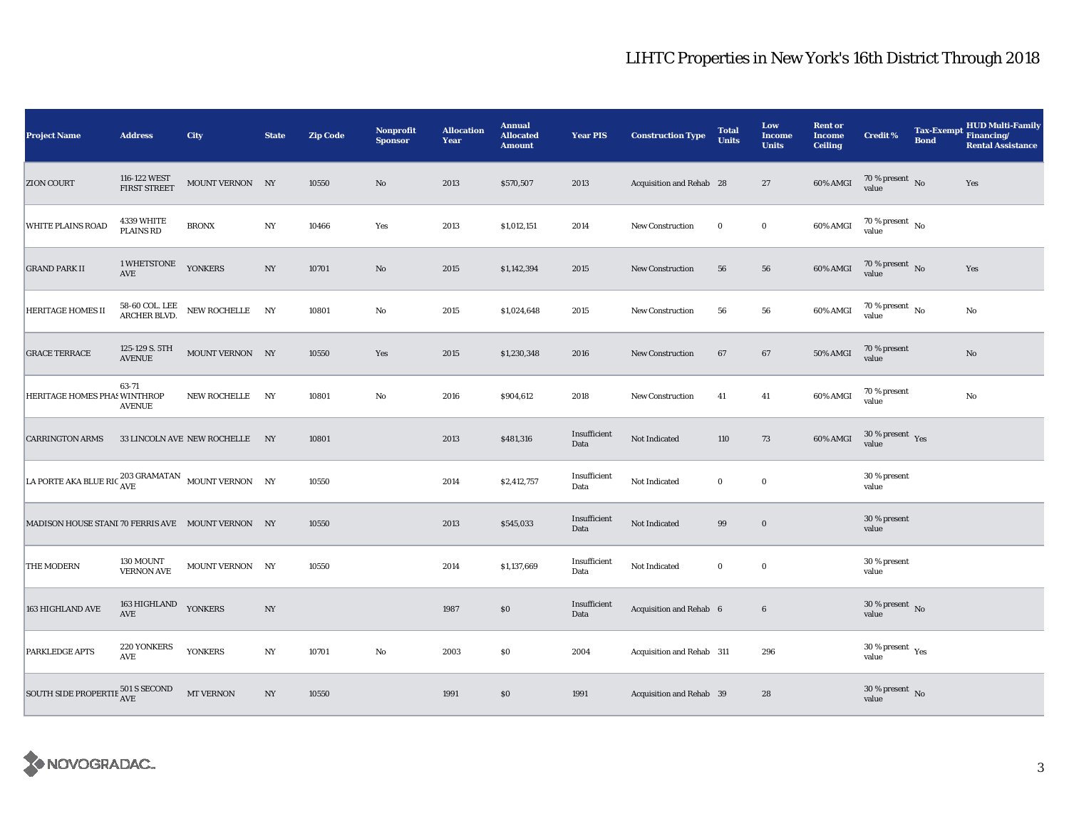# LIHTC Properties in New York's 16th District Through 2018

| Project Name | Address | City | State | Zip Code | Nonprofit Sponsor | Allocation Year | Annual Allocated Amount | Year PIS | Construction Type | Total Units | Low Income Units | Rent or Income Ceiling | Credit % | Tax-Exempt Bond | HUD Multi-Family Financing/ Rental Assistance |
|---|---|---|---|---|---|---|---|---|---|---|---|---|---|---|---|
| ZION COURT | 116-122 WEST FIRST STREET | MOUNT VERNON | NY | 10550 | No | 2013 | $570,507 | 2013 | Acquisition and Rehab | 28 | 27 | 60% AMGI | 70 % present value | No | Yes |
| WHITE PLAINS ROAD | 4339 WHITE PLAINS RD | BRONX | NY | 10466 | Yes | 2013 | $1,012,151 | 2014 | New Construction | 0 | 0 | 60% AMGI | 70 % present value | No | |
| GRAND PARK II | 1 WHETSTONE AVE | YONKERS | NY | 10701 | No | 2015 | $1,142,394 | 2015 | New Construction | 56 | 56 | 60% AMGI | 70 % present value | No | Yes |
| HERITAGE HOMES II | 58-60 COL. LEE ARCHER BLVD. | NEW ROCHELLE | NY | 10801 | No | 2015 | $1,024,648 | 2015 | New Construction | 56 | 56 | 60% AMGI | 70 % present value | No | No |
| GRACE TERRACE | 125-129 S. 5TH AVENUE | MOUNT VERNON | NY | 10550 | Yes | 2015 | $1,230,348 | 2016 | New Construction | 67 | 67 | 50% AMGI | 70 % present value | | No |
| HERITAGE HOMES PHAS | 63-71 WINTHROP AVENUE | NEW ROCHELLE | NY | 10801 | No | 2016 | $904,612 | 2018 | New Construction | 41 | 41 | 60% AMGI | 70 % present value | | No |
| CARRINGTON ARMS | 33 LINCOLN AVE | NEW ROCHELLE | NY | 10801 | | 2013 | $481,316 | Insufficient Data | Not Indicated | 110 | 73 | 60% AMGI | 30 % present value | Yes | |
| LA PORTE AKA BLUE RIC | 203 GRAMATAN AVE | MOUNT VERNON | NY | 10550 | | 2014 | $2,412,757 | Insufficient Data | Not Indicated | 0 | 0 | | 30 % present value | | |
| MADISON HOUSE STANI | 70 FERRIS AVE | MOUNT VERNON | NY | 10550 | | 2013 | $545,033 | Insufficient Data | Not Indicated | 99 | 0 | | 30 % present value | | |
| THE MODERN | 130 MOUNT VERNON AVE | MOUNT VERNON | NY | 10550 | | 2014 | $1,137,669 | Insufficient Data | Not Indicated | 0 | 0 | | 30 % present value | | |
| 163 HIGHLAND AVE | 163 HIGHLAND AVE | YONKERS | NY | | | 1987 | $0 | Insufficient Data | Acquisition and Rehab | 6 | 6 | | 30 % present value | No | |
| PARKLEDGE APTS | 220 YONKERS AVE | YONKERS | NY | 10701 | No | 2003 | $0 | 2004 | Acquisition and Rehab | 311 | 296 | | 30 % present value | Yes | |
| SOUTH SIDE PROPERTIE | 501 S SECOND AVE | MT VERNON | NY | 10550 | | 1991 | $0 | 1991 | Acquisition and Rehab | 39 | 28 | | 30 % present value | No | |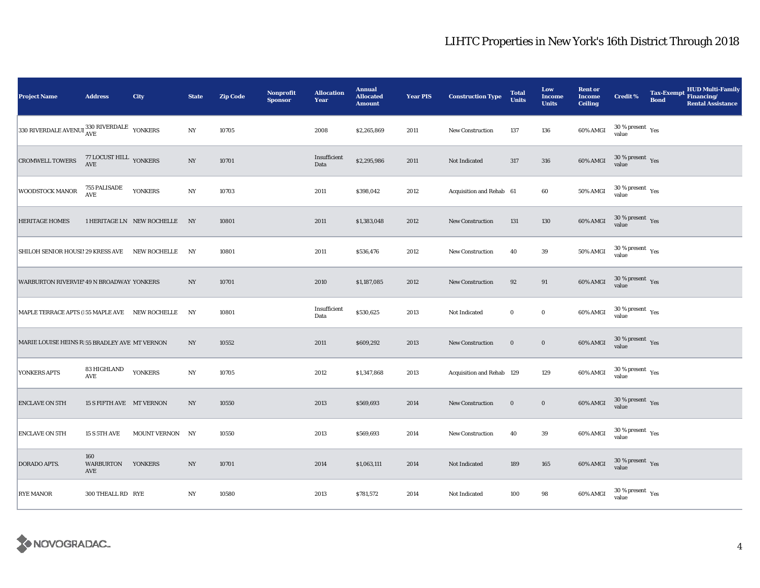# LIHTC Properties in New York's 16th District Through 2018

| Project Name | Address | City | State | Zip Code | Nonprofit Sponsor | Allocation Year | Annual Allocated Amount | Year PIS | Construction Type | Total Units | Low Income Units | Rent or Income Ceiling | Credit % | Tax-Exempt Bond | HUD Multi-Family Financing/ Rental Assistance |
|---|---|---|---|---|---|---|---|---|---|---|---|---|---|---|---|
| 330 RIVERDALE AVENUE | 330 RIVERDALE AVE | YONKERS | NY | 10705 | | 2008 | $2,265,869 | 2011 | New Construction | 137 | 136 | 60% AMGI | 30 % present value | Yes | |
| CROMWELL TOWERS | 77 LOCUST HILL AVE | YONKERS | NY | 10701 | | Insufficient Data | $2,295,986 | 2011 | Not Indicated | 317 | 316 | 60% AMGI | 30 % present value | Yes | |
| WOODSTOCK MANOR | 755 PALISADE AVE | YONKERS | NY | 10703 | | 2011 | $398,042 | 2012 | Acquisition and Rehab | 61 | 60 | 50% AMGI | 30 % present value | Yes | |
| HERITAGE HOMES | 1 HERITAGE LN | NEW ROCHELLE | NY | 10801 | | 2011 | $1,383,048 | 2012 | New Construction | 131 | 130 | 60% AMGI | 30 % present value | Yes | |
| SHILOH SENIOR HOUSI | 29 KRESS AVE | NEW ROCHELLE | NY | 10801 | | 2011 | $536,476 | 2012 | New Construction | 40 | 39 | 50% AMGI | 30 % present value | Yes | |
| WARBURTON RIVERVIE | 49 N BROADWAY | YONKERS | NY | 10701 | | 2010 | $1,187,085 | 2012 | New Construction | 92 | 91 | 60% AMGI | 30 % present value | Yes | |
| MAPLE TERRACE APTS ( | 55 MAPLE AVE | NEW ROCHELLE | NY | 10801 | | Insufficient Data | $530,625 | 2013 | Not Indicated | 0 | 0 | 60% AMGI | 30 % present value | Yes | |
| MARIE LOUISE HEINS R | 55 BRADLEY AVE | MT VERNON | NY | 10552 | | 2011 | $609,292 | 2013 | New Construction | 0 | 0 | 60% AMGI | 30 % present value | Yes | |
| YONKERS APTS | 83 HIGHLAND AVE | YONKERS | NY | 10705 | | 2012 | $1,347,868 | 2013 | Acquisition and Rehab | 129 | 129 | 60% AMGI | 30 % present value | Yes | |
| ENCLAVE ON 5TH | 15 S FIFTH AVE | MT VERNON | NY | 10550 | | 2013 | $569,693 | 2014 | New Construction | 0 | 0 | 60% AMGI | 30 % present value | Yes | |
| ENCLAVE ON 5TH | 15 S 5TH AVE | MOUNT VERNON | NY | 10550 | | 2013 | $569,693 | 2014 | New Construction | 40 | 39 | 60% AMGI | 30 % present value | Yes | |
| DORADO APTS. | 160 WARBURTON AVE | YONKERS | NY | 10701 | | 2014 | $1,063,111 | 2014 | Not Indicated | 189 | 165 | 60% AMGI | 30 % present value | Yes | |
| RYE MANOR | 300 THEALL RD | RYE | NY | 10580 | | 2013 | $781,572 | 2014 | Not Indicated | 100 | 98 | 60% AMGI | 30 % present value | Yes | |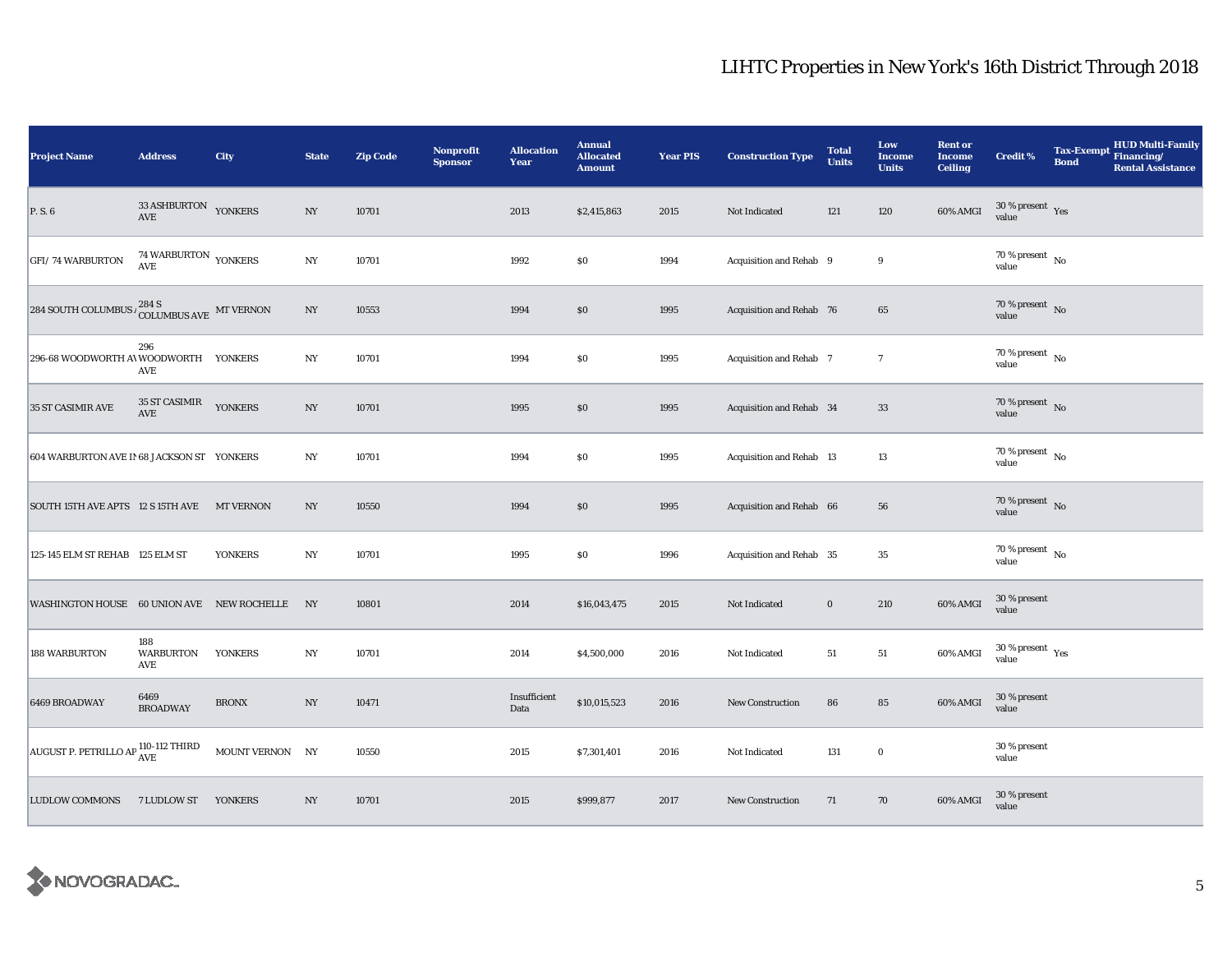# LIHTC Properties in New York's 16th District Through 2018

| Project Name | Address | City | State | Zip Code | Nonprofit Sponsor | Allocation Year | Annual Allocated Amount | Year PIS | Construction Type | Total Units | Low Income Units | Rent or Income Ceiling | Credit % | Tax-Exempt Bond | HUD Multi-Family Financing/ Rental Assistance |
|---|---|---|---|---|---|---|---|---|---|---|---|---|---|---|---|
| P. S. 6 | 33 ASHBURTON AVE | YONKERS | NY | 10701 | | 2013 | $2,415,863 | 2015 | Not Indicated | 121 | 120 | 60% AMGI | 30 % present value | Yes | |
| GFI/ 74 WARBURTON | 74 WARBURTON AVE | YONKERS | NY | 10701 | | 1992 | $0 | 1994 | Acquisition and Rehab | 9 | 9 | | 70 % present value | No | |
| 284 SOUTH COLUMBUS / | 284 S COLUMBUS AVE | MT VERNON | NY | 10553 | | 1994 | $0 | 1995 | Acquisition and Rehab | 76 | 65 | | 70 % present value | No | |
| 296-68 WOODWORTH AV | 296 WOODWORTH AVE | YONKERS | NY | 10701 | | 1994 | $0 | 1995 | Acquisition and Rehab | 7 | 7 | | 70 % present value | No | |
| 35 ST CASIMIR AVE | 35 ST CASIMIR AVE | YONKERS | NY | 10701 | | 1995 | $0 | 1995 | Acquisition and Rehab | 34 | 33 | | 70 % present value | No | |
| 604 WARBURTON AVE IN | 68 JACKSON ST | YONKERS | NY | 10701 | | 1994 | $0 | 1995 | Acquisition and Rehab | 13 | 13 | | 70 % present value | No | |
| SOUTH 15TH AVE APTS | 12 S 15TH AVE | MT VERNON | NY | 10550 | | 1994 | $0 | 1995 | Acquisition and Rehab | 66 | 56 | | 70 % present value | No | |
| 125-145 ELM ST REHAB | 125 ELM ST | YONKERS | NY | 10701 | | 1995 | $0 | 1996 | Acquisition and Rehab | 35 | 35 | | 70 % present value | No | |
| WASHINGTON HOUSE | 60 UNION AVE | NEW ROCHELLE | NY | 10801 | | 2014 | $16,043,475 | 2015 | Not Indicated | 0 | 210 | 60% AMGI | 30 % present value | | |
| 188 WARBURTON | 188 WARBURTON AVE | YONKERS | NY | 10701 | | 2014 | $4,500,000 | 2016 | Not Indicated | 51 | 51 | 60% AMGI | 30 % present value | Yes | |
| 6469 BROADWAY | 6469 BROADWAY | BRONX | NY | 10471 | | Insufficient Data | $10,015,523 | 2016 | New Construction | 86 | 85 | 60% AMGI | 30 % present value | | |
| AUGUST P. PETRILLO AP | 110-112 THIRD AVE | MOUNT VERNON | NY | 10550 | | 2015 | $7,301,401 | 2016 | Not Indicated | 131 | 0 | | 30 % present value | | |
| LUDLOW COMMONS | 7 LUDLOW ST | YONKERS | NY | 10701 | | 2015 | $999,877 | 2017 | New Construction | 71 | 70 | 60% AMGI | 30 % present value | | |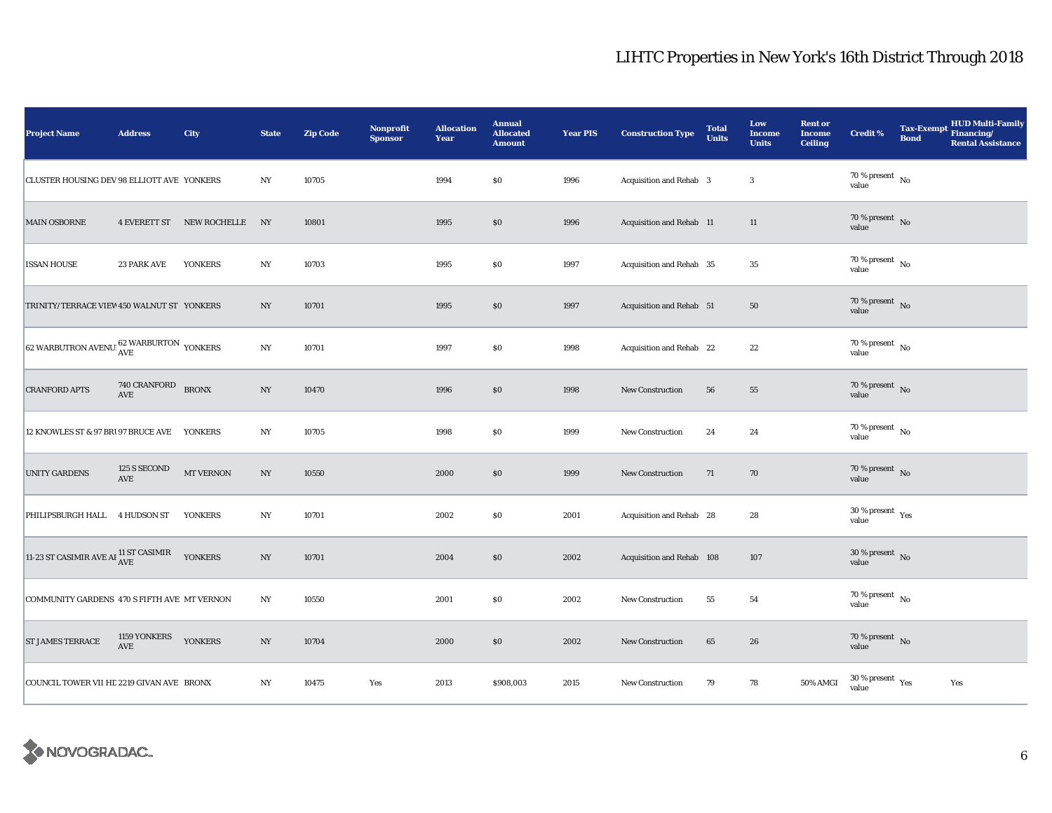# LIHTC Properties in New York's 16th District Through 2018

| Project Name | Address | City | State | Zip Code | Nonprofit Sponsor | Allocation Year | Annual Allocated Amount | Year PIS | Construction Type | Total Units | Low Income Units | Rent or Income Ceiling | Credit % | Tax-Exempt Bond | HUD Multi-Family Financing/ Rental Assistance |
|---|---|---|---|---|---|---|---|---|---|---|---|---|---|---|---|
| CLUSTER HOUSING DEV | 98 ELLIOTT AVE | YONKERS | NY | 10705 | | 1994 | $0 | 1996 | Acquisition and Rehab | 3 | 3 | | 70 % present value | No | |
| MAIN OSBORNE | 4 EVERETT ST | NEW ROCHELLE | NY | 10801 | | 1995 | $0 | 1996 | Acquisition and Rehab | 11 | 11 | | 70 % present value | No | |
| ISSAN HOUSE | 23 PARK AVE | YONKERS | NY | 10703 | | 1995 | $0 | 1997 | Acquisition and Rehab | 35 | 35 | | 70 % present value | No | |
| TRINITY/TERRACE VIEW | 450 WALNUT ST | YONKERS | NY | 10701 | | 1995 | $0 | 1997 | Acquisition and Rehab | 51 | 50 | | 70 % present value | No | |
| 62 WARBUTRON AVENUE | 62 WARBURTON AVE | YONKERS | NY | 10701 | | 1997 | $0 | 1998 | Acquisition and Rehab | 22 | 22 | | 70 % present value | No | |
| CRANFORD APTS | 740 CRANFORD AVE | BRONX | NY | 10470 | | 1996 | $0 | 1998 | New Construction | 56 | 55 | | 70 % present value | No | |
| 12 KNOWLES ST & 97 BRUCE AVE | 97 BRUCE AVE | YONKERS | NY | 10705 | | 1998 | $0 | 1999 | New Construction | 24 | 24 | | 70 % present value | No | |
| UNITY GARDENS | 125 S SECOND AVE | MT VERNON | NY | 10550 | | 2000 | $0 | 1999 | New Construction | 71 | 70 | | 70 % present value | No | |
| PHILIPSBURGH HALL | 4 HUDSON ST | YONKERS | NY | 10701 | | 2002 | $0 | 2001 | Acquisition and Rehab | 28 | 28 | | 30 % present value | Yes | |
| 11-23 ST CASIMIR AVE AF | 11 ST CASIMIR AVE | YONKERS | NY | 10701 | | 2004 | $0 | 2002 | Acquisition and Rehab | 108 | 107 | | 30 % present value | No | |
| COMMUNITY GARDENS | 470 S FIFTH AVE | MT VERNON | NY | 10550 | | 2001 | $0 | 2002 | New Construction | 55 | 54 | | 70 % present value | No | |
| ST JAMES TERRACE | 1159 YONKERS AVE | YONKERS | NY | 10704 | | 2000 | $0 | 2002 | New Construction | 65 | 26 | | 70 % present value | No | |
| COUNCIL TOWER VII HD | 2219 GIVAN AVE | BRONX | NY | 10475 | Yes | 2013 | $908,003 | 2015 | New Construction | 79 | 78 | 50% AMGI | 30 % present value | Yes | Yes |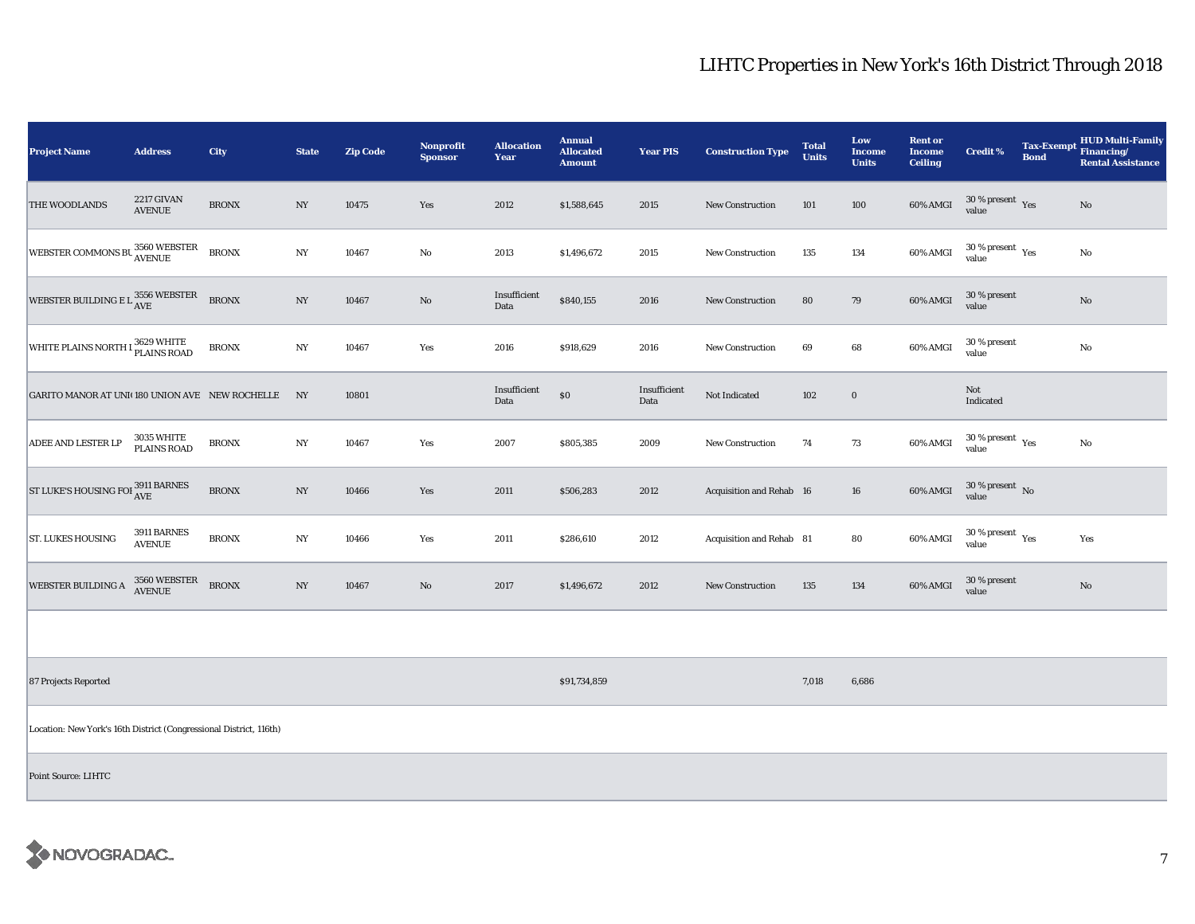# LIHTC Properties in New York's 16th District Through 2018

| Project Name | Address | City | State | Zip Code | Nonprofit Sponsor | Allocation Year | Annual Allocated Amount | Year PIS | Construction Type | Total Units | Low Income Units | Rent or Income Ceiling | Credit % | Tax-Exempt Bond | HUD Multi-Family Financing/ Rental Assistance |
|---|---|---|---|---|---|---|---|---|---|---|---|---|---|---|---|
| THE WOODLANDS | 2217 GIVAN AVENUE | BRONX | NY | 10475 | Yes | 2012 | $1,588,645 | 2015 | New Construction | 101 | 100 | 60% AMGI | 30 % present value | Yes | No |
| WEBSTER COMMONS BU | 3560 WEBSTER AVENUE | BRONX | NY | 10467 | No | 2013 | $1,496,672 | 2015 | New Construction | 135 | 134 | 60% AMGI | 30 % present value | Yes | No |
| WEBSTER BUILDING E L | 3556 WEBSTER AVE | BRONX | NY | 10467 | No | Insufficient Data | $840,155 | 2016 | New Construction | 80 | 79 | 60% AMGI | 30 % present value | | No |
| WHITE PLAINS NORTH I | 3629 WHITE PLAINS ROAD | BRONX | NY | 10467 | Yes | 2016 | $918,629 | 2016 | New Construction | 69 | 68 | 60% AMGI | 30 % present value | | No |
| GARITO MANOR AT UNI | 180 UNION AVE | NEW ROCHELLE | NY | 10801 | | Insufficient Data | $0 | Insufficient Data | Not Indicated | 102 | 0 | | Not Indicated | | |
| ADEE AND LESTER LP | 3035 WHITE PLAINS ROAD | BRONX | NY | 10467 | Yes | 2007 | $805,385 | 2009 | New Construction | 74 | 73 | 60% AMGI | 30 % present value | Yes | No |
| ST LUKE'S HOUSING FOI | 3911 BARNES AVE | BRONX | NY | 10466 | Yes | 2011 | $506,283 | 2012 | Acquisition and Rehab | 16 | 16 | 60% AMGI | 30 % present value | No | |
| ST. LUKES HOUSING | 3911 BARNES AVENUE | BRONX | NY | 10466 | Yes | 2011 | $286,610 | 2012 | Acquisition and Rehab | 81 | 80 | 60% AMGI | 30 % present value | Yes | Yes |
| WEBSTER BUILDING A | 3560 WEBSTER AVENUE | BRONX | NY | 10467 | No | 2017 | $1,496,672 | 2012 | New Construction | 135 | 134 | 60% AMGI | 30 % present value | | No |
| | | | | | | | | | | | | | | | |
| 87 Projects Reported | | | | | | | $91,734,859 | | | 7,018 | 6,686 | | | | |

Location: New York's 16th District (Congressional District, 116th)

Point Source: LIHTC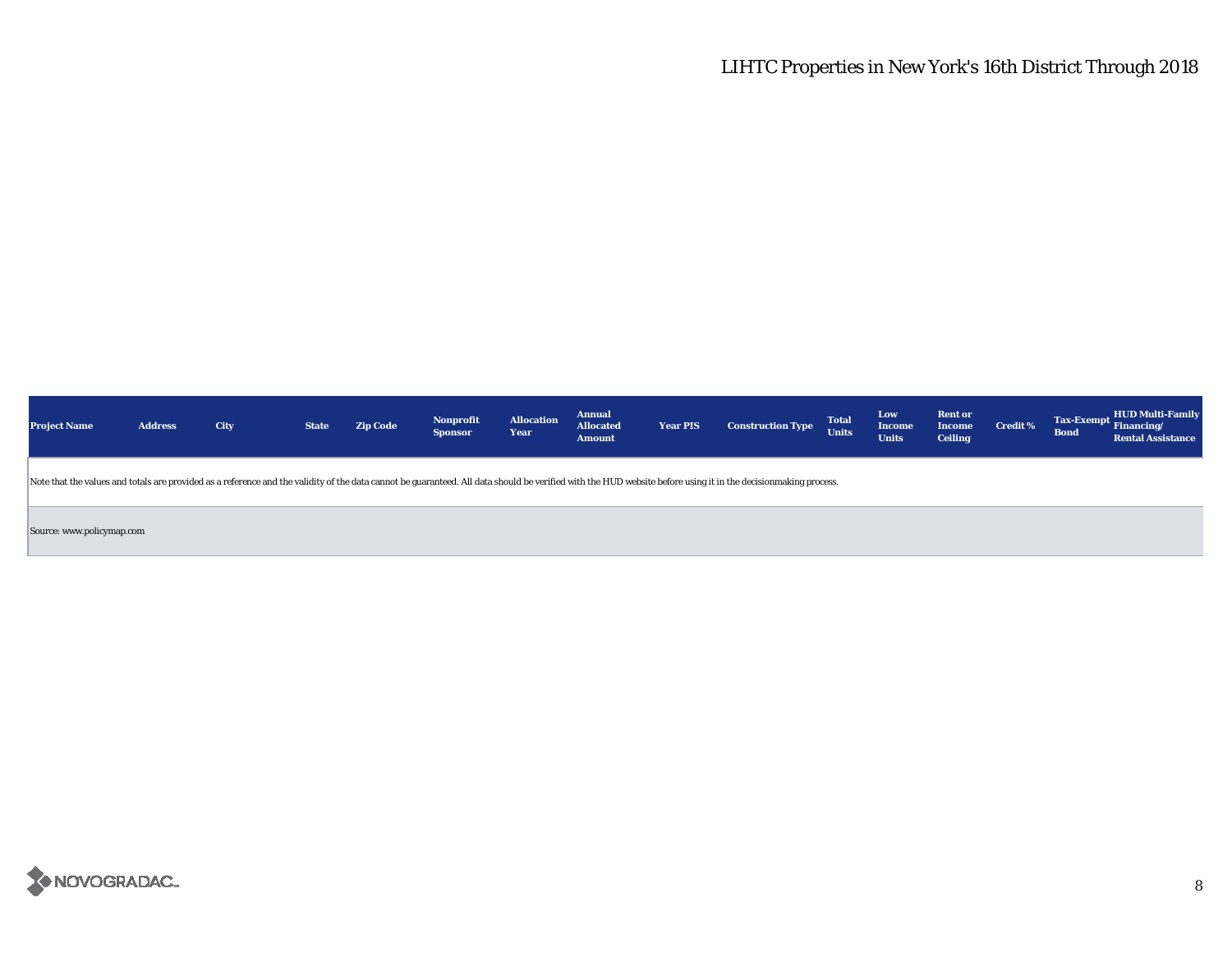# LIHTC Properties in New York's 16th District Through 2018

| Project Name | Address | City | State | Zip Code | Nonprofit Sponsor | Allocation Year | Annual Allocated Amount | Year PIS | Construction Type | Total Units | Low Income Units | Rent or Income Ceiling | Credit % | Tax-Exempt Bond | HUD Multi-Family Financing/ Rental Assistance |
|---|---|---|---|---|---|---|---|---|---|---|---|---|---|---|---|

Note that the values and totals are provided as a reference and the validity of the data cannot be guaranteed. All data should be verified with the HUD website before using it in the decisionmaking process.

Source: www.policymap.com